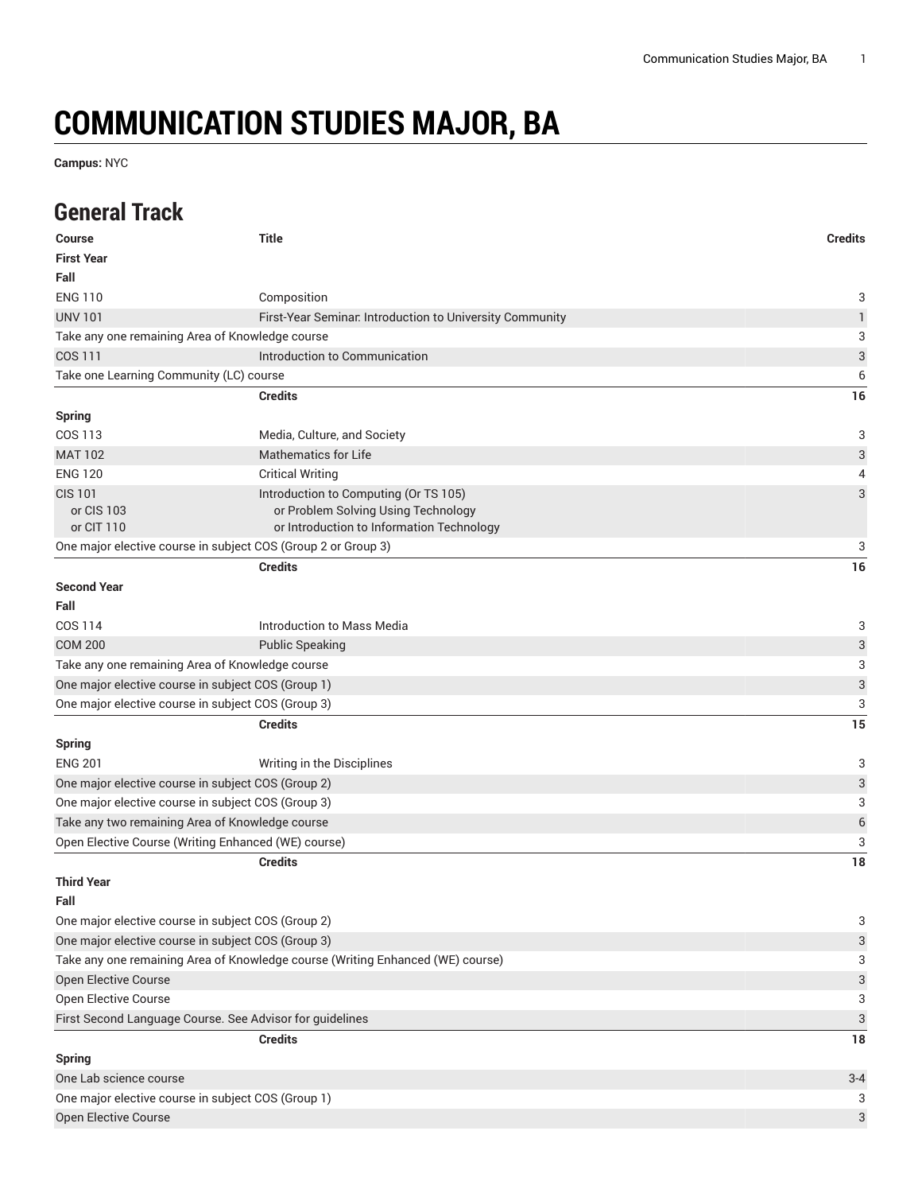# COMMUNICATION STUDIES MAJOR, BA

**Campus:** NYC

## General Track

| Course | Title | Credits |
| --- | --- | --- |
| **First Year** | | |
| **Fall** | | |
| ENG 110 | Composition | 3 |
| UNV 101 | First-Year Seminar: Introduction to University Community | 1 |
| Take any one remaining Area of Knowledge course | | 3 |
| COS 111 | Introduction to Communication | 3 |
| Take one Learning Community (LC) course | | 6 |
| | **Credits** | **16** |
| **Spring** | | |
| COS 113 | Media, Culture, and Society | 3 |
| MAT 102 | Mathematics for Life | 3 |
| ENG 120 | Critical Writing | 4 |
| CIS 101<br>or CIS 103<br>or CIT 110 | Introduction to Computing (Or TS 105)<br>or Problem Solving Using Technology<br>or Introduction to Information Technology | 3 |
| One major elective course in subject COS (Group 2 or Group 3) | | 3 |
| | **Credits** | **16** |
| **Second Year** | | |
| **Fall** | | |
| COS 114 | Introduction to Mass Media | 3 |
| COM 200 | Public Speaking | 3 |
| Take any one remaining Area of Knowledge course | | 3 |
| One major elective course in subject COS (Group 1) | | 3 |
| One major elective course in subject COS (Group 3) | | 3 |
| | **Credits** | **15** |
| **Spring** | | |
| ENG 201 | Writing in the Disciplines | 3 |
| One major elective course in subject COS (Group 2) | | 3 |
| One major elective course in subject COS (Group 3) | | 3 |
| Take any two remaining Area of Knowledge course | | 6 |
| Open Elective Course (Writing Enhanced (WE) course) | | 3 |
| | **Credits** | **18** |
| **Third Year** | | |
| **Fall** | | |
| One major elective course in subject COS (Group 2) | | 3 |
| One major elective course in subject COS (Group 3) | | 3 |
| Take any one remaining Area of Knowledge course (Writing Enhanced (WE) course) | | 3 |
| Open Elective Course | | 3 |
| Open Elective Course | | 3 |
| First Second Language Course. See Advisor for guidelines | | 3 |
| | **Credits** | **18** |
| **Spring** | | |
| One Lab science course | | 3-4 |
| One major elective course in subject COS (Group 1) | | 3 |
| Open Elective Course | | 3 |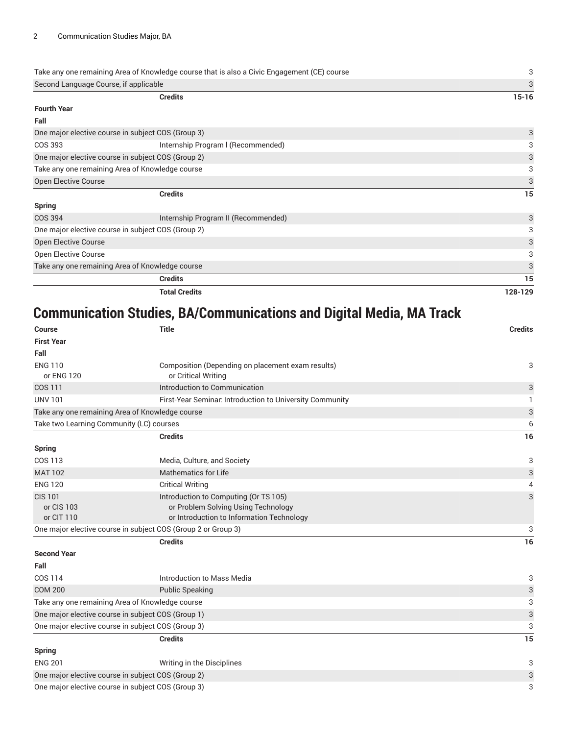| | | |
|---|---|---|
| Take any one remaining Area of Knowledge course that is also a Civic Engagement (CE) course | | 3 |
| Second Language Course, if applicable | | 3 |
| | **Credits** | **15-16** |
| **Fourth Year** | | |
| **Fall** | | |
| One major elective course in subject COS (Group 3) | | 3 |
| COS 393 | Internship Program I (Recommended) | 3 |
| One major elective course in subject COS (Group 2) | | 3 |
| Take any one remaining Area of Knowledge course | | 3 |
| Open Elective Course | | 3 |
| | **Credits** | **15** |
| **Spring** | | |
| COS 394 | Internship Program II (Recommended) | 3 |
| One major elective course in subject COS (Group 2) | | 3 |
| Open Elective Course | | 3 |
| Open Elective Course | | 3 |
| Take any one remaining Area of Knowledge course | | 3 |
| | **Credits** | **15** |
| | **Total Credits** | **128-129** |

## Communication Studies, BA/Communications and Digital Media, MA Track

| Course | Title | Credits |
|---|---|---|
| **First Year** | | |
| **Fall** | | |
| ENG 110<br>or ENG 120 | Composition (Depending on placement exam results)<br>or Critical Writing | 3 |
| COS 111 | Introduction to Communication | 3 |
| UNV 101 | First-Year Seminar: Introduction to University Community | 1 |
| Take any one remaining Area of Knowledge course | | 3 |
| Take two Learning Community (LC) courses | | 6 |
| | **Credits** | **16** |
| **Spring** | | |
| COS 113 | Media, Culture, and Society | 3 |
| MAT 102 | Mathematics for Life | 3 |
| ENG 120 | Critical Writing | 4 |
| CIS 101<br>or CIS 103<br>or CIT 110 | Introduction to Computing (Or TS 105)<br>or Problem Solving Using Technology<br>or Introduction to Information Technology | 3 |
| One major elective course in subject COS (Group 2 or Group 3) | | 3 |
| | **Credits** | **16** |
| **Second Year** | | |
| **Fall** | | |
| COS 114 | Introduction to Mass Media | 3 |
| COM 200 | Public Speaking | 3 |
| Take any one remaining Area of Knowledge course | | 3 |
| One major elective course in subject COS (Group 1) | | 3 |
| One major elective course in subject COS (Group 3) | | 3 |
| | **Credits** | **15** |
| **Spring** | | |
| ENG 201 | Writing in the Disciplines | 3 |
| One major elective course in subject COS (Group 2) | | 3 |
| One major elective course in subject COS (Group 3) | | 3 |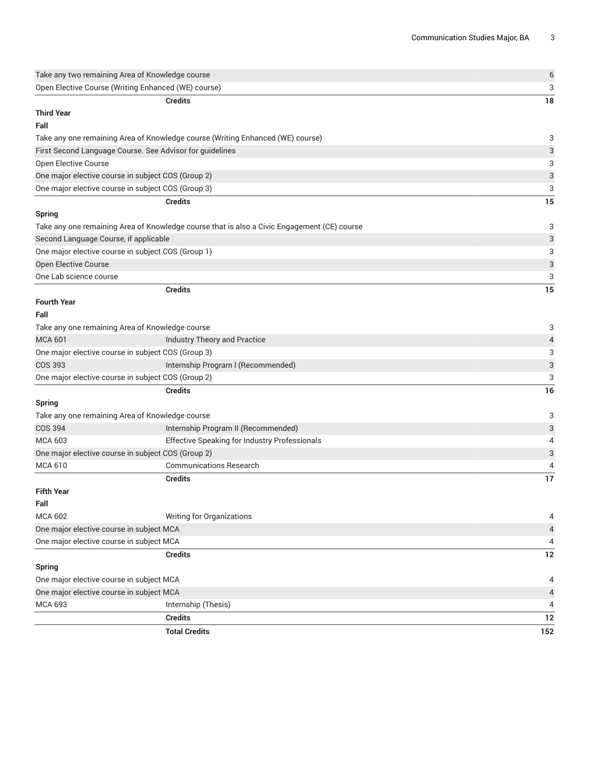| | | |
|---|---|---|
| Take any two remaining Area of Knowledge course | | 6 |
| Open Elective Course (Writing Enhanced (WE) course) | | 3 |
| | **Credits** | **18** |
| **Third Year** | | |
| **Fall** | | |
| Take any one remaining Area of Knowledge course (Writing Enhanced (WE) course) | | 3 |
| First Second Language Course. See Advisor for guidelines | | 3 |
| Open Elective Course | | 3 |
| One major elective course in subject COS (Group 2) | | 3 |
| One major elective course in subject COS (Group 3) | | 3 |
| | **Credits** | **15** |
| **Spring** | | |
| Take any one remaining Area of Knowledge course that is also a Civic Engagement (CE) course | | 3 |
| Second Language Course, if applicable | | 3 |
| One major elective course in subject COS (Group 1) | | 3 |
| Open Elective Course | | 3 |
| One Lab science course | | 3 |
| | **Credits** | **15** |
| **Fourth Year** | | |
| **Fall** | | |
| Take any one remaining Area of Knowledge course | | 3 |
| MCA 601 | Industry Theory and Practice | 4 |
| One major elective course in subject COS (Group 3) | | 3 |
| COS 393 | Internship Program I (Recommended) | 3 |
| One major elective course in subject COS (Group 2) | | 3 |
| | **Credits** | **16** |
| **Spring** | | |
| Take any one remaining Area of Knowledge course | | 3 |
| COS 394 | Internship Program II (Recommended) | 3 |
| MCA 603 | Effective Speaking for Industry Professionals | 4 |
| One major elective course in subject COS (Group 2) | | 3 |
| MCA 610 | Communications Research | 4 |
| | **Credits** | **17** |
| **Fifth Year** | | |
| **Fall** | | |
| MCA 602 | Writing for Organizations | 4 |
| One major elective course in subject MCA | | 4 |
| One major elective course in subject MCA | | 4 |
| | **Credits** | **12** |
| **Spring** | | |
| One major elective course in subject MCA | | 4 |
| One major elective course in subject MCA | | 4 |
| MCA 693 | Internship (Thesis) | 4 |
| | **Credits** | **12** |
| | **Total Credits** | **152** |